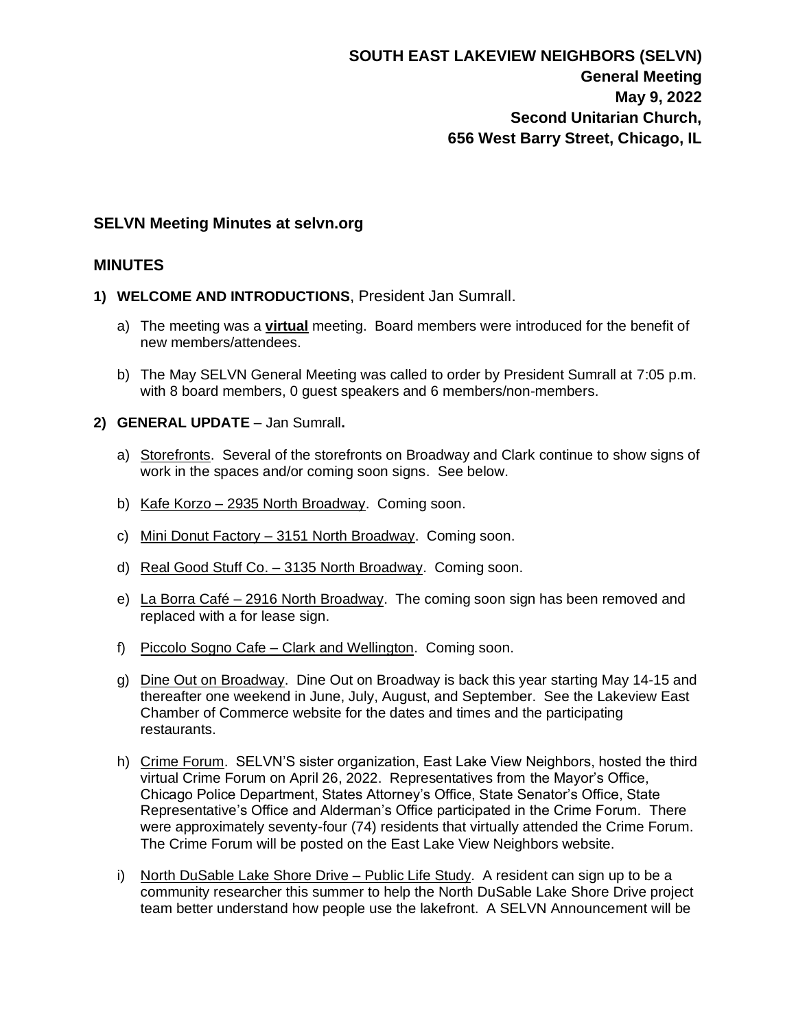**SOUTH EAST LAKEVIEW NEIGHBORS (SELVN)**
**General Meeting**
**May 9, 2022**
**Second Unitarian Church,**
**656 West Barry Street, Chicago, IL**

### SELVN Meeting Minutes at selvn.org

### MINUTES

1) **WELCOME AND INTRODUCTIONS**, President Jan Sumrall.

   a) The meeting was a **virtual** meeting. Board members were introduced for the benefit of new members/attendees.

   b) The May SELVN General Meeting was called to order by President Sumrall at 7:05 p.m. with 8 board members, 0 guest speakers and 6 members/non-members.

2) **GENERAL UPDATE** – Jan Sumrall**.**

   a) Storefronts. Several of the storefronts on Broadway and Clark continue to show signs of work in the spaces and/or coming soon signs. See below.

   b) Kafe Korzo – 2935 North Broadway. Coming soon.

   c) Mini Donut Factory – 3151 North Broadway. Coming soon.

   d) Real Good Stuff Co. – 3135 North Broadway. Coming soon.

   e) La Borra Café – 2916 North Broadway. The coming soon sign has been removed and replaced with a for lease sign.

   f) Piccolo Sogno Cafe – Clark and Wellington. Coming soon.

   g) Dine Out on Broadway. Dine Out on Broadway is back this year starting May 14-15 and thereafter one weekend in June, July, August, and September. See the Lakeview East Chamber of Commerce website for the dates and times and the participating restaurants.

   h) Crime Forum. SELVN'S sister organization, East Lake View Neighbors, hosted the third virtual Crime Forum on April 26, 2022. Representatives from the Mayor's Office, Chicago Police Department, States Attorney's Office, State Senator's Office, State Representative's Office and Alderman's Office participated in the Crime Forum. There were approximately seventy-four (74) residents that virtually attended the Crime Forum. The Crime Forum will be posted on the East Lake View Neighbors website.

   i) North DuSable Lake Shore Drive – Public Life Study. A resident can sign up to be a community researcher this summer to help the North DuSable Lake Shore Drive project team better understand how people use the lakefront. A SELVN Announcement will be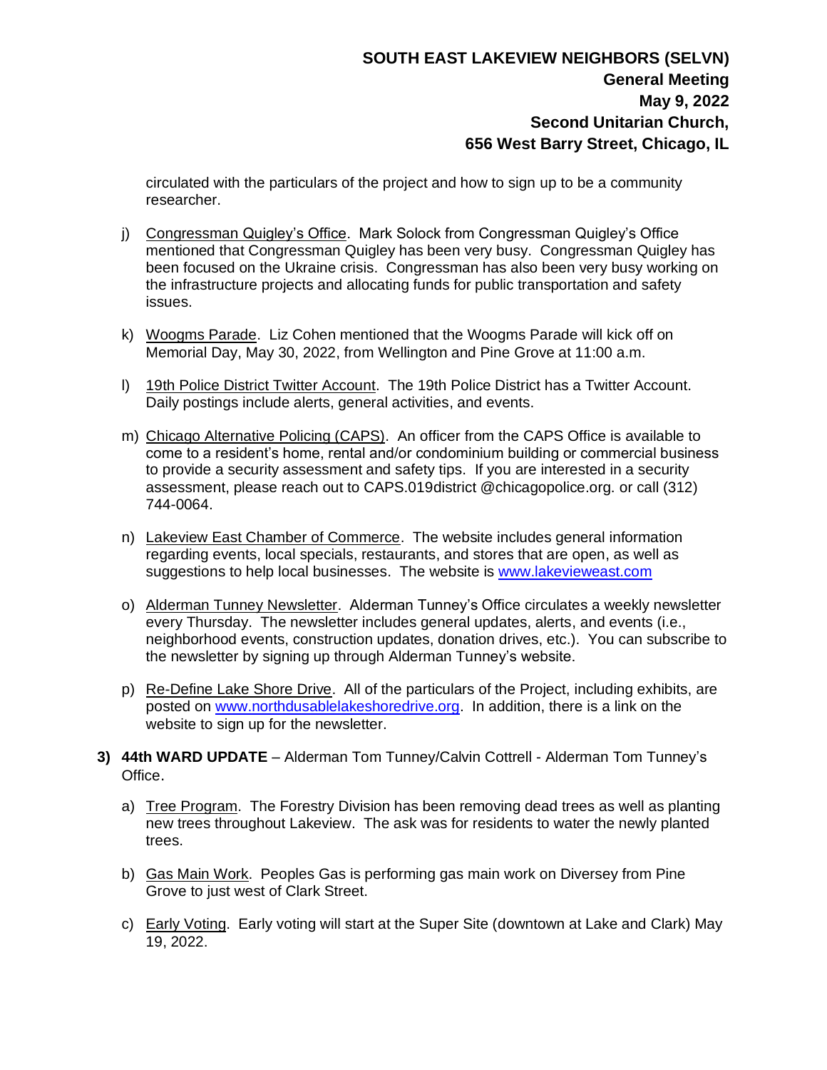circulated with the particulars of the project and how to sign up to be a community researcher.

j) Congressman Quigley's Office. Mark Solock from Congressman Quigley's Office mentioned that Congressman Quigley has been very busy. Congressman Quigley has been focused on the Ukraine crisis. Congressman has also been very busy working on the infrastructure projects and allocating funds for public transportation and safety issues.

k) Woogms Parade. Liz Cohen mentioned that the Woogms Parade will kick off on Memorial Day, May 30, 2022, from Wellington and Pine Grove at 11:00 a.m.

l) 19th Police District Twitter Account. The 19th Police District has a Twitter Account. Daily postings include alerts, general activities, and events.

m) Chicago Alternative Policing (CAPS). An officer from the CAPS Office is available to come to a resident's home, rental and/or condominium building or commercial business to provide a security assessment and safety tips. If you are interested in a security assessment, please reach out to CAPS.019district @chicagopolice.org. or call (312) 744-0064.

n) Lakeview East Chamber of Commerce. The website includes general information regarding events, local specials, restaurants, and stores that are open, as well as suggestions to help local businesses. The website is [www.lakevieweast.com](www.lakevieweast.com)

o) Alderman Tunney Newsletter. Alderman Tunney's Office circulates a weekly newsletter every Thursday. The newsletter includes general updates, alerts, and events (i.e., neighborhood events, construction updates, donation drives, etc.). You can subscribe to the newsletter by signing up through Alderman Tunney's website.

p) Re-Define Lake Shore Drive. All of the particulars of the Project, including exhibits, are posted on [www.northdusablelakeshoredrive.org](www.northdusablelakeshoredrive.org). In addition, there is a link on the website to sign up for the newsletter.

**3) 44th WARD UPDATE** – Alderman Tom Tunney/Calvin Cottrell - Alderman Tom Tunney's Office.

a) Tree Program. The Forestry Division has been removing dead trees as well as planting new trees throughout Lakeview. The ask was for residents to water the newly planted trees.

b) Gas Main Work. Peoples Gas is performing gas main work on Diversey from Pine Grove to just west of Clark Street.

c) Early Voting. Early voting will start at the Super Site (downtown at Lake and Clark) May 19, 2022.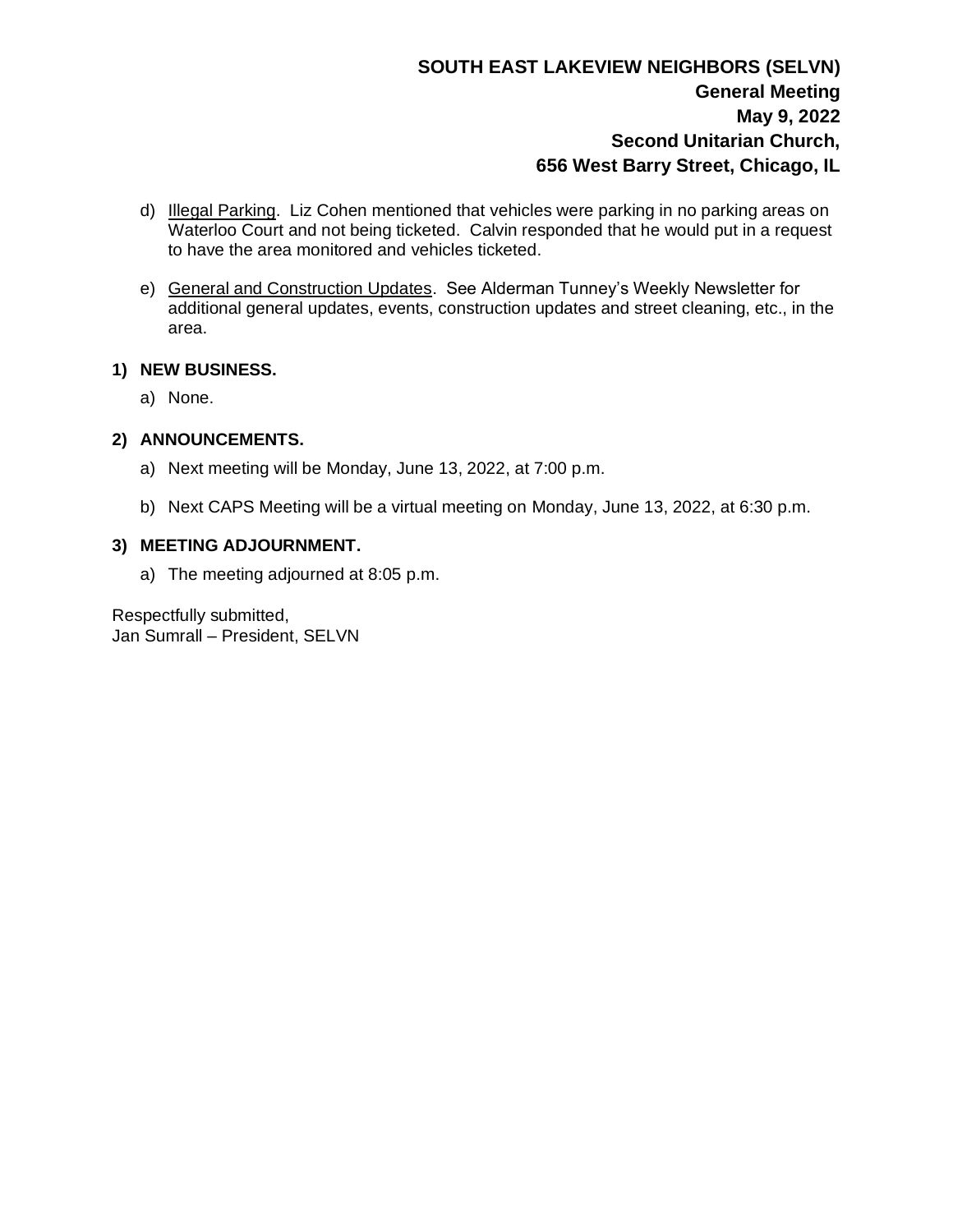**SOUTH EAST LAKEVIEW NEIGHBORS (SELVN)**
**General Meeting**
**May 9, 2022**
**Second Unitarian Church,**
**656 West Barry Street, Chicago, IL**

d) Illegal Parking. Liz Cohen mentioned that vehicles were parking in no parking areas on Waterloo Court and not being ticketed. Calvin responded that he would put in a request to have the area monitored and vehicles ticketed.

e) General and Construction Updates. See Alderman Tunney's Weekly Newsletter for additional general updates, events, construction updates and street cleaning, etc., in the area.

**1) NEW BUSINESS.**

a) None.

**2) ANNOUNCEMENTS.**

a) Next meeting will be Monday, June 13, 2022, at 7:00 p.m.

b) Next CAPS Meeting will be a virtual meeting on Monday, June 13, 2022, at 6:30 p.m.

**3) MEETING ADJOURNMENT.**

a) The meeting adjourned at 8:05 p.m.

Respectfully submitted,
Jan Sumrall – President, SELVN